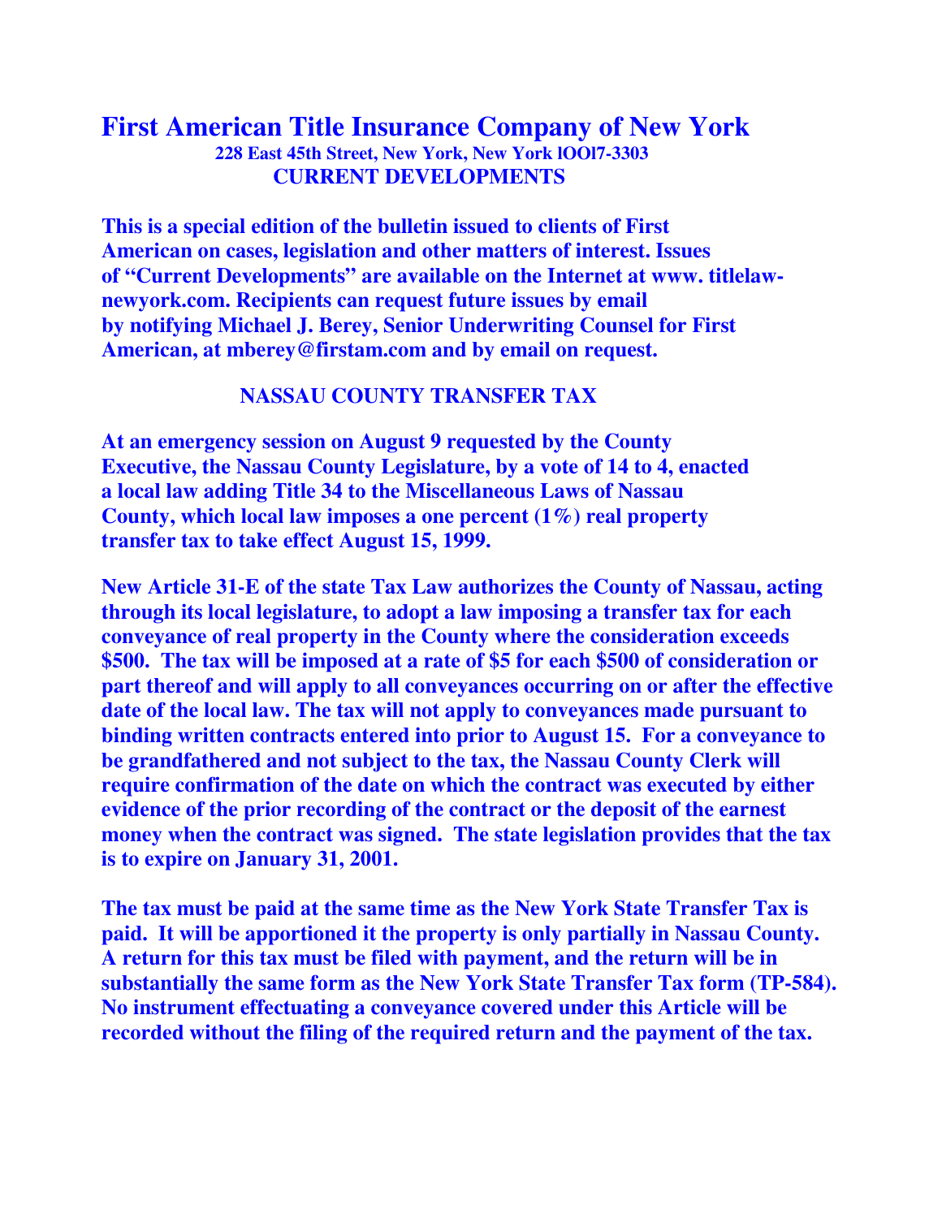# First American Title Insurance Company of New York

**228 East 45th Street, New York, New York lOOl7-3303**

**CURRENT DEVELOPMENTS**

**This is a special edition of the bulletin issued to clients of First American on cases, legislation and other matters of interest. Issues of "Current Developments" are available on the Internet at www. titlelaw-newyork.com. Recipients can request future issues by email by notifying Michael J. Berey, Senior Underwriting Counsel for First American, at mberey@firstam.com and by email on request.**

## NASSAU COUNTY TRANSFER TAX

**At an emergency session on August 9 requested by the County Executive, the Nassau County Legislature, by a vote of 14 to 4, enacted a local law adding Title 34 to the Miscellaneous Laws of Nassau County, which local law imposes a one percent (1%) real property transfer tax to take effect August 15, 1999.**

**New Article 31-E of the state Tax Law authorizes the County of Nassau, acting through its local legislature, to adopt a law imposing a transfer tax for each conveyance of real property in the County where the consideration exceeds $500. The tax will be imposed at a rate of $5 for each $500 of consideration or part thereof and will apply to all conveyances occurring on or after the effective date of the local law. The tax will not apply to conveyances made pursuant to binding written contracts entered into prior to August 15. For a conveyance to be grandfathered and not subject to the tax, the Nassau County Clerk will require confirmation of the date on which the contract was executed by either evidence of the prior recording of the contract or the deposit of the earnest money when the contract was signed. The state legislation provides that the tax is to expire on January 31, 2001.**

**The tax must be paid at the same time as the New York State Transfer Tax is paid. It will be apportioned it the property is only partially in Nassau County. A return for this tax must be filed with payment, and the return will be in substantially the same form as the New York State Transfer Tax form (TP-584). No instrument effectuating a conveyance covered under this Article will be recorded without the filing of the required return and the payment of the tax.**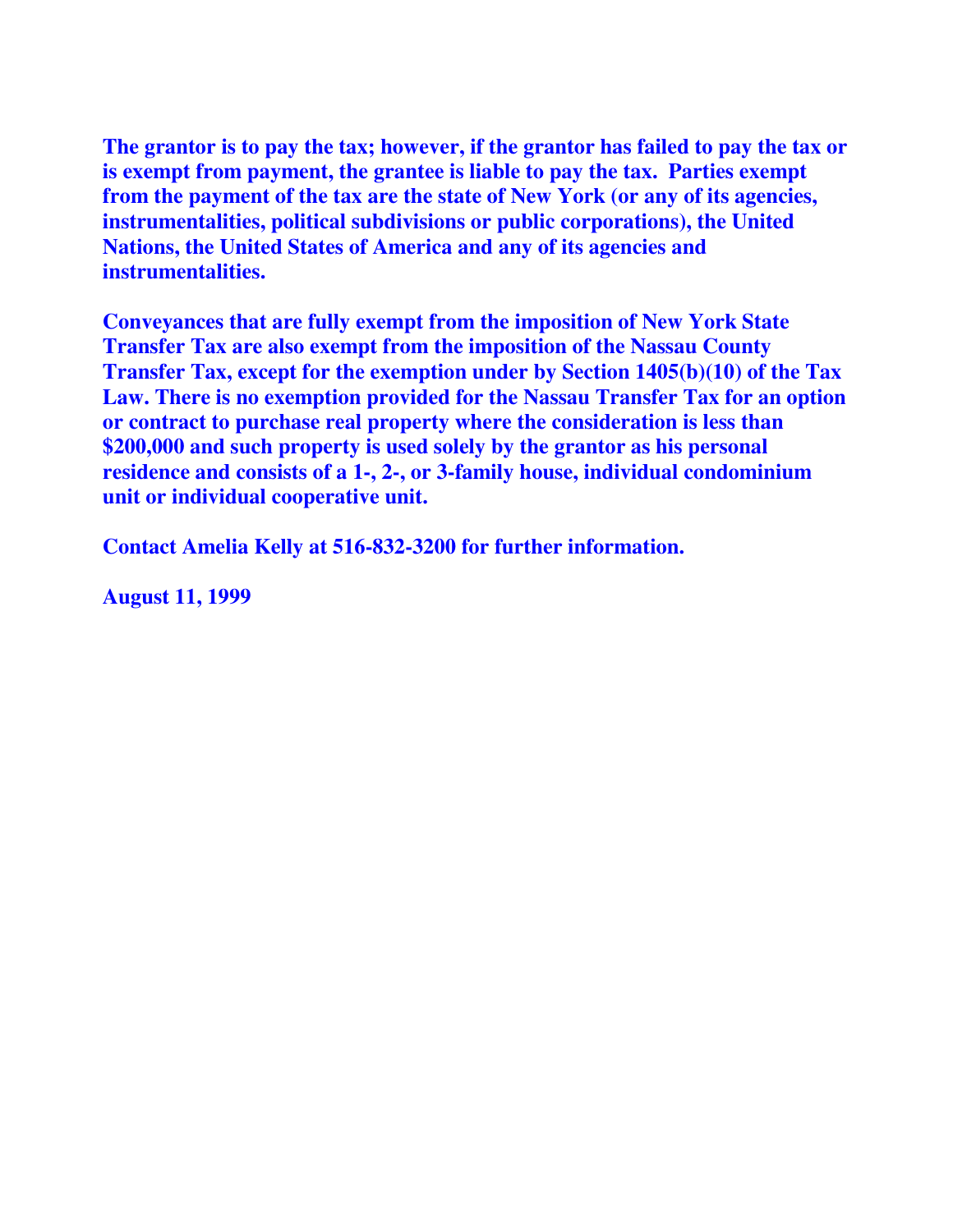**The grantor is to pay the tax; however, if the grantor has failed to pay the tax or is exempt from payment, the grantee is liable to pay the tax. Parties exempt from the payment of the tax are the state of New York (or any of its agencies, instrumentalities, political subdivisions or public corporations), the United Nations, the United States of America and any of its agencies and instrumentalities.**

**Conveyances that are fully exempt from the imposition of New York State Transfer Tax are also exempt from the imposition of the Nassau County Transfer Tax, except for the exemption under by Section 1405(b)(10) of the Tax Law. There is no exemption provided for the Nassau Transfer Tax for an option or contract to purchase real property where the consideration is less than $200,000 and such property is used solely by the grantor as his personal residence and consists of a 1-, 2-, or 3-family house, individual condominium unit or individual cooperative unit.**

**Contact Amelia Kelly at 516-832-3200 for further information.**

**August 11, 1999**